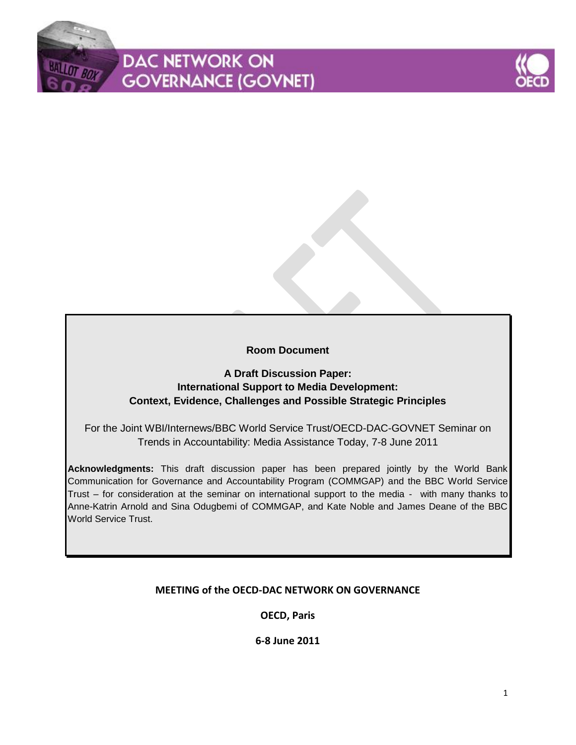# DAC NETWORK ON GOVERNANCE (GOVNET)

**Room Document**

**A Draft Discussion Paper:**
**International Support to Media Development:**
**Context, Evidence, Challenges and Possible Strategic Principles**

For the Joint WBI/Internews/BBC World Service Trust/OECD-DAC-GOVNET Seminar on Trends in Accountability: Media Assistance Today, 7-8 June 2011

**Acknowledgments:** This draft discussion paper has been prepared jointly by the World Bank Communication for Governance and Accountability Program (COMMGAP) and the BBC World Service Trust – for consideration at the seminar on international support to the media - with many thanks to Anne-Katrin Arnold and Sina Odugbemi of COMMGAP, and Kate Noble and James Deane of the BBC World Service Trust.

**MEETING of the OECD-DAC NETWORK ON GOVERNANCE**

**OECD, Paris**

**6-8 June 2011**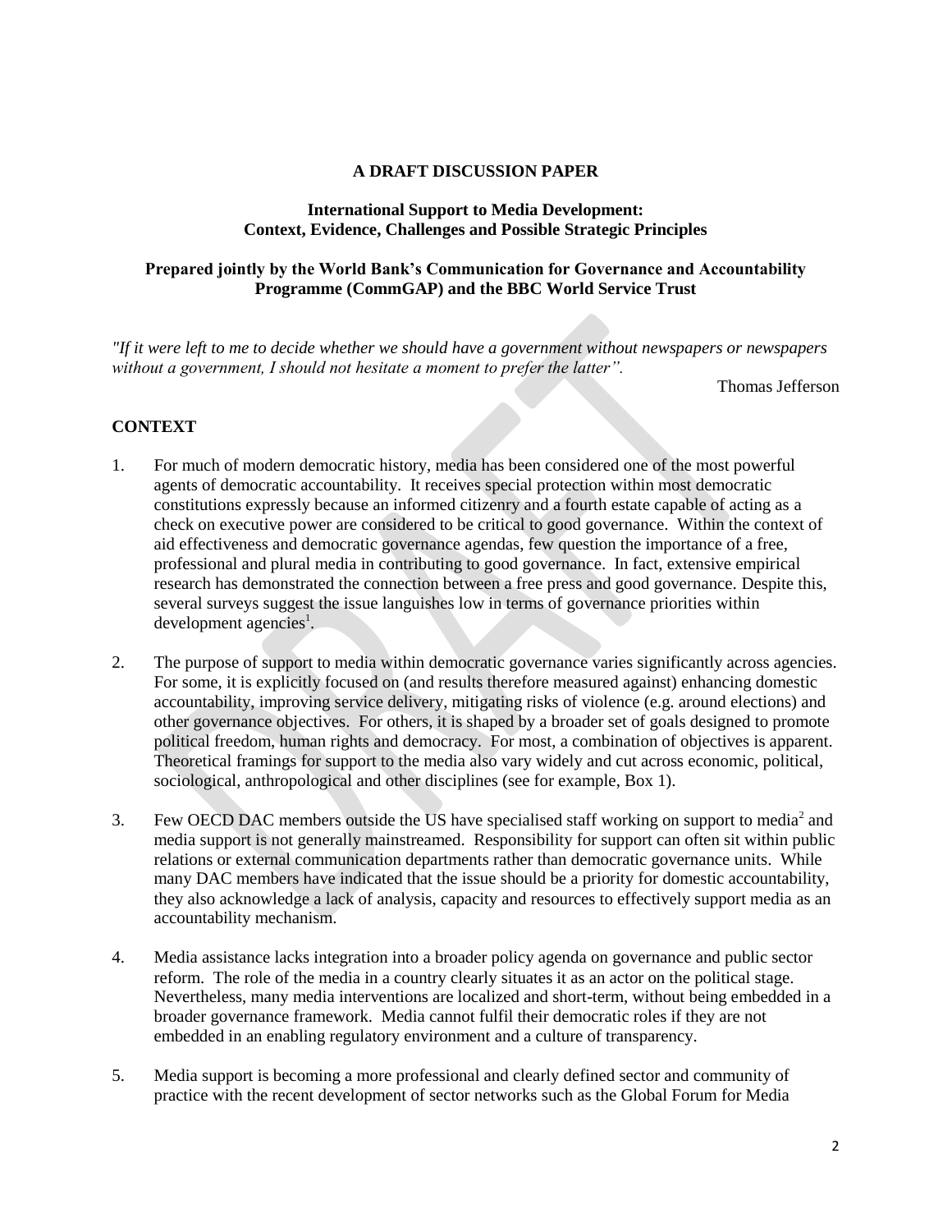**A DRAFT DISCUSSION PAPER**

**International Support to Media Development: Context, Evidence, Challenges and Possible Strategic Principles**

**Prepared jointly by the World Bank's Communication for Governance and Accountability Programme (CommGAP) and the BBC World Service Trust**

*"If it were left to me to decide whether we should have a government without newspapers or newspapers without a government, I should not hesitate a moment to prefer the latter".*

Thomas Jefferson

## CONTEXT

1. For much of modern democratic history, media has been considered one of the most powerful agents of democratic accountability. It receives special protection within most democratic constitutions expressly because an informed citizenry and a fourth estate capable of acting as a check on executive power are considered to be critical to good governance. Within the context of aid effectiveness and democratic governance agendas, few question the importance of a free, professional and plural media in contributing to good governance. In fact, extensive empirical research has demonstrated the connection between a free press and good governance. Despite this, several surveys suggest the issue languishes low in terms of governance priorities within development agencies[1].

2. The purpose of support to media within democratic governance varies significantly across agencies. For some, it is explicitly focused on (and results therefore measured against) enhancing domestic accountability, improving service delivery, mitigating risks of violence (e.g. around elections) and other governance objectives. For others, it is shaped by a broader set of goals designed to promote political freedom, human rights and democracy. For most, a combination of objectives is apparent. Theoretical framings for support to the media also vary widely and cut across economic, political, sociological, anthropological and other disciplines (see for example, Box 1).

3. Few OECD DAC members outside the US have specialised staff working on support to media[2] and media support is not generally mainstreamed. Responsibility for support can often sit within public relations or external communication departments rather than democratic governance units. While many DAC members have indicated that the issue should be a priority for domestic accountability, they also acknowledge a lack of analysis, capacity and resources to effectively support media as an accountability mechanism.

4. Media assistance lacks integration into a broader policy agenda on governance and public sector reform. The role of the media in a country clearly situates it as an actor on the political stage. Nevertheless, many media interventions are localized and short-term, without being embedded in a broader governance framework. Media cannot fulfil their democratic roles if they are not embedded in an enabling regulatory environment and a culture of transparency.

5. Media support is becoming a more professional and clearly defined sector and community of practice with the recent development of sector networks such as the Global Forum for Media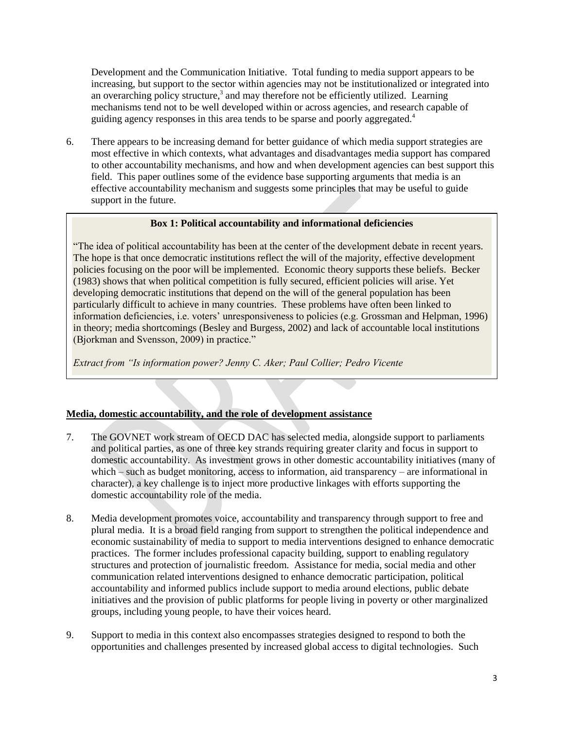Development and the Communication Initiative. Total funding to media support appears to be increasing, but support to the sector within agencies may not be institutionalized or integrated into an overarching policy structure,[3] and may therefore not be efficiently utilized. Learning mechanisms tend not to be well developed within or across agencies, and research capable of guiding agency responses in this area tends to be sparse and poorly aggregated.[4]

6. There appears to be increasing demand for better guidance of which media support strategies are most effective in which contexts, what advantages and disadvantages media support has compared to other accountability mechanisms, and how and when development agencies can best support this field. This paper outlines some of the evidence base supporting arguments that media is an effective accountability mechanism and suggests some principles that may be useful to guide support in the future.

> **Box 1: Political accountability and informational deficiencies**
>
> "The idea of political accountability has been at the center of the development debate in recent years. The hope is that once democratic institutions reflect the will of the majority, effective development policies focusing on the poor will be implemented. Economic theory supports these beliefs. Becker (1983) shows that when political competition is fully secured, efficient policies will arise. Yet developing democratic institutions that depend on the will of the general population has been particularly difficult to achieve in many countries. These problems have often been linked to information deficiencies, i.e. voters' unresponsiveness to policies (e.g. Grossman and Helpman, 1996) in theory; media shortcomings (Besley and Burgess, 2002) and lack of accountable local institutions (Bjorkman and Svensson, 2009) in practice."
>
> *Extract from "Is information power? Jenny C. Aker; Paul Collier; Pedro Vicente*

**Media, domestic accountability, and the role of development assistance**

7. The GOVNET work stream of OECD DAC has selected media, alongside support to parliaments and political parties, as one of three key strands requiring greater clarity and focus in support to domestic accountability. As investment grows in other domestic accountability initiatives (many of which – such as budget monitoring, access to information, aid transparency – are informational in character), a key challenge is to inject more productive linkages with efforts supporting the domestic accountability role of the media.

8. Media development promotes voice, accountability and transparency through support to free and plural media. It is a broad field ranging from support to strengthen the political independence and economic sustainability of media to support to media interventions designed to enhance democratic practices. The former includes professional capacity building, support to enabling regulatory structures and protection of journalistic freedom. Assistance for media, social media and other communication related interventions designed to enhance democratic participation, political accountability and informed publics include support to media around elections, public debate initiatives and the provision of public platforms for people living in poverty or other marginalized groups, including young people, to have their voices heard.

9. Support to media in this context also encompasses strategies designed to respond to both the opportunities and challenges presented by increased global access to digital technologies. Such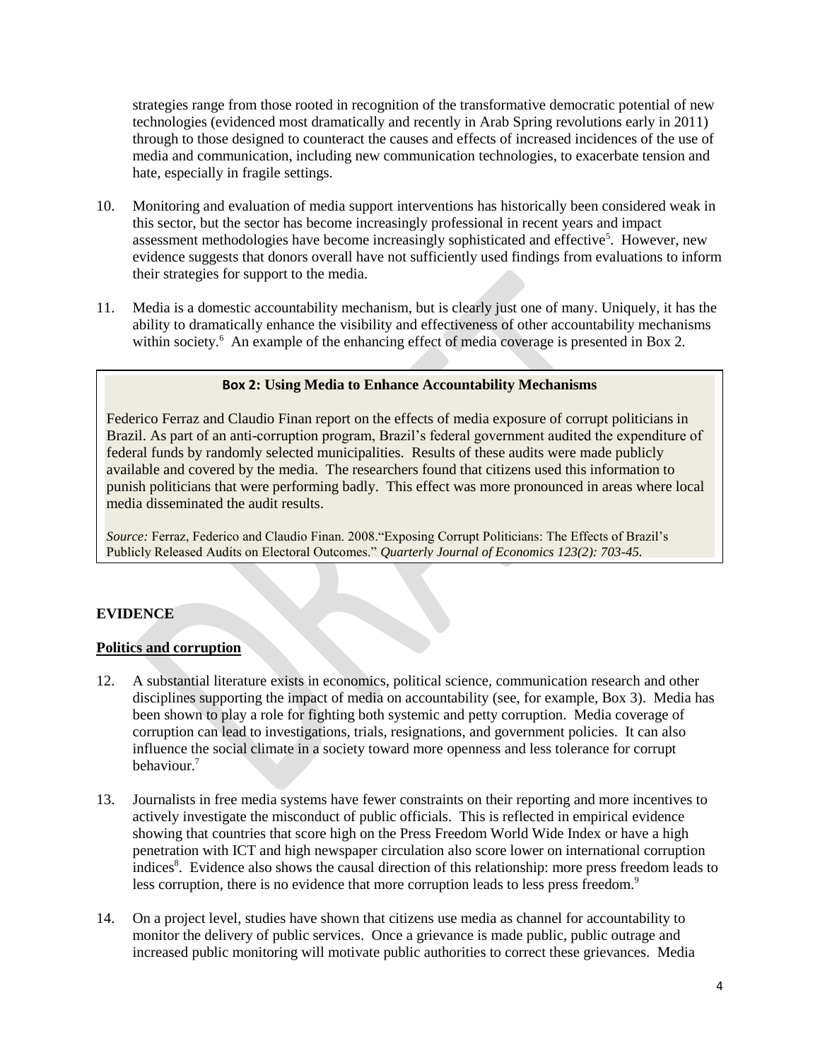strategies range from those rooted in recognition of the transformative democratic potential of new technologies (evidenced most dramatically and recently in Arab Spring revolutions early in 2011) through to those designed to counteract the causes and effects of increased incidences of the use of media and communication, including new communication technologies, to exacerbate tension and hate, especially in fragile settings.

10. Monitoring and evaluation of media support interventions has historically been considered weak in this sector, but the sector has become increasingly professional in recent years and impact assessment methodologies have become increasingly sophisticated and effective[5]. However, new evidence suggests that donors overall have not sufficiently used findings from evaluations to inform their strategies for support to the media.

11. Media is a domestic accountability mechanism, but is clearly just one of many. Uniquely, it has the ability to dramatically enhance the visibility and effectiveness of other accountability mechanisms within society.[6] An example of the enhancing effect of media coverage is presented in Box 2.

> **Box 2: Using Media to Enhance Accountability Mechanisms**
>
> Federico Ferraz and Claudio Finan report on the effects of media exposure of corrupt politicians in Brazil. As part of an anti-corruption program, Brazil's federal government audited the expenditure of federal funds by randomly selected municipalities. Results of these audits were made publicly available and covered by the media. The researchers found that citizens used this information to punish politicians that were performing badly. This effect was more pronounced in areas where local media disseminated the audit results.
>
> *Source:* Ferraz, Federico and Claudio Finan. 2008."Exposing Corrupt Politicians: The Effects of Brazil's Publicly Released Audits on Electoral Outcomes." *Quarterly Journal of Economics 123(2): 703-45.*

## EVIDENCE

### Politics and corruption

12. A substantial literature exists in economics, political science, communication research and other disciplines supporting the impact of media on accountability (see, for example, Box 3). Media has been shown to play a role for fighting both systemic and petty corruption. Media coverage of corruption can lead to investigations, trials, resignations, and government policies. It can also influence the social climate in a society toward more openness and less tolerance for corrupt behaviour.[7]

13. Journalists in free media systems have fewer constraints on their reporting and more incentives to actively investigate the misconduct of public officials. This is reflected in empirical evidence showing that countries that score high on the Press Freedom World Wide Index or have a high penetration with ICT and high newspaper circulation also score lower on international corruption indices[8]. Evidence also shows the causal direction of this relationship: more press freedom leads to less corruption, there is no evidence that more corruption leads to less press freedom.[9]

14. On a project level, studies have shown that citizens use media as channel for accountability to monitor the delivery of public services. Once a grievance is made public, public outrage and increased public monitoring will motivate public authorities to correct these grievances. Media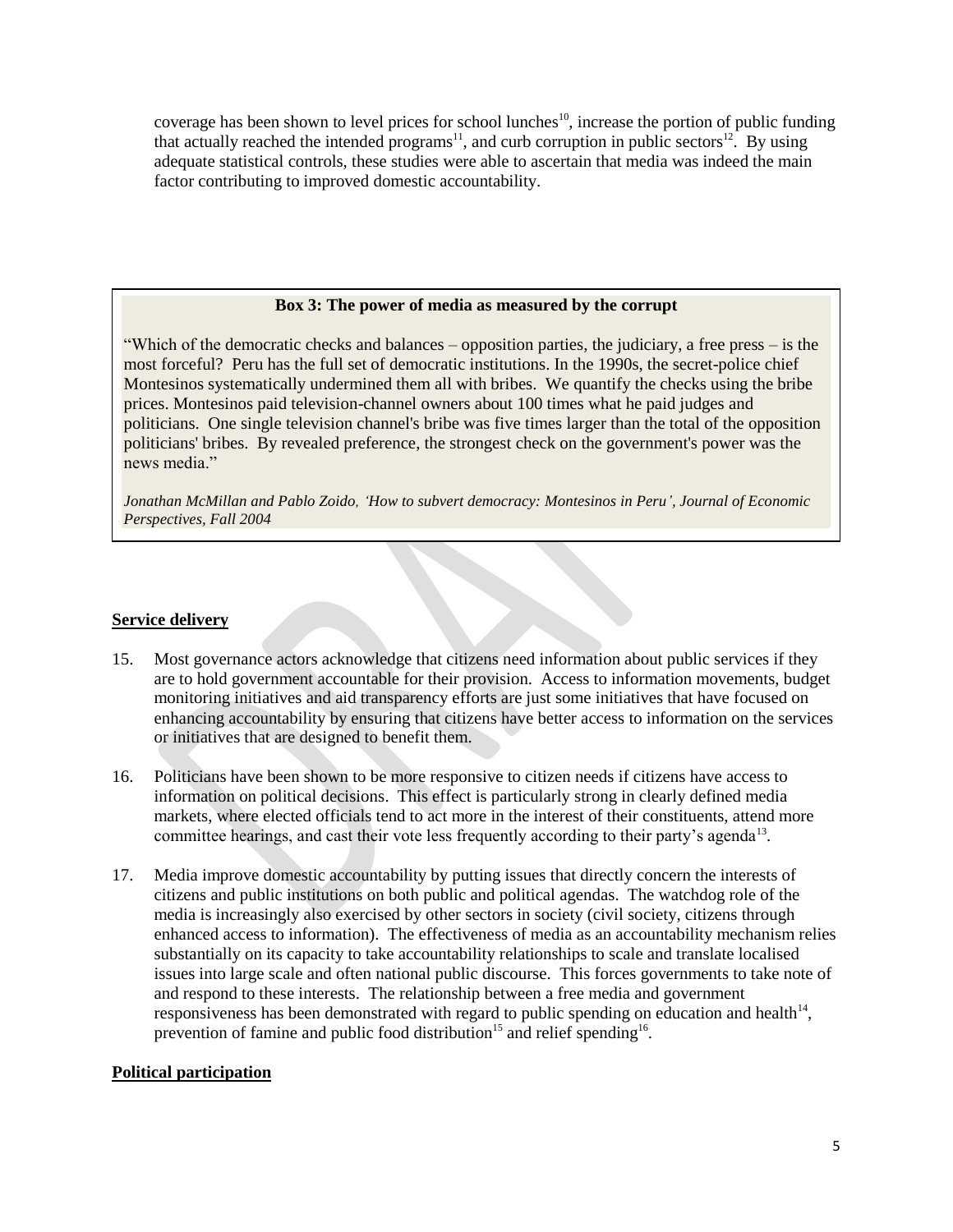coverage has been shown to level prices for school lunches[10], increase the portion of public funding that actually reached the intended programs[11], and curb corruption in public sectors[12]. By using adequate statistical controls, these studies were able to ascertain that media was indeed the main factor contributing to improved domestic accountability.

**Box 3: The power of media as measured by the corrupt**

"Which of the democratic checks and balances – opposition parties, the judiciary, a free press – is the most forceful? Peru has the full set of democratic institutions. In the 1990s, the secret-police chief Montesinos systematically undermined them all with bribes. We quantify the checks using the bribe prices. Montesinos paid television-channel owners about 100 times what he paid judges and politicians. One single television channel's bribe was five times larger than the total of the opposition politicians' bribes. By revealed preference, the strongest check on the government's power was the news media."

*Jonathan McMillan and Pablo Zoido, 'How to subvert democracy: Montesinos in Peru', Journal of Economic Perspectives, Fall 2004*

## Service delivery

15. Most governance actors acknowledge that citizens need information about public services if they are to hold government accountable for their provision. Access to information movements, budget monitoring initiatives and aid transparency efforts are just some initiatives that have focused on enhancing accountability by ensuring that citizens have better access to information on the services or initiatives that are designed to benefit them.

16. Politicians have been shown to be more responsive to citizen needs if citizens have access to information on political decisions. This effect is particularly strong in clearly defined media markets, where elected officials tend to act more in the interest of their constituents, attend more committee hearings, and cast their vote less frequently according to their party's agenda[13].

17. Media improve domestic accountability by putting issues that directly concern the interests of citizens and public institutions on both public and political agendas. The watchdog role of the media is increasingly also exercised by other sectors in society (civil society, citizens through enhanced access to information). The effectiveness of media as an accountability mechanism relies substantially on its capacity to take accountability relationships to scale and translate localised issues into large scale and often national public discourse. This forces governments to take note of and respond to these interests. The relationship between a free media and government responsiveness has been demonstrated with regard to public spending on education and health[14], prevention of famine and public food distribution[15] and relief spending[16].

## Political participation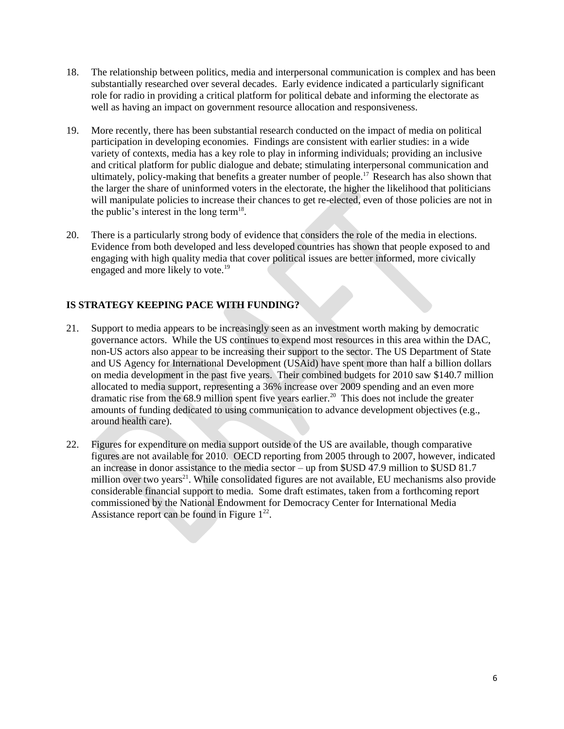18. The relationship between politics, media and interpersonal communication is complex and has been substantially researched over several decades. Early evidence indicated a particularly significant role for radio in providing a critical platform for political debate and informing the electorate as well as having an impact on government resource allocation and responsiveness.

19. More recently, there has been substantial research conducted on the impact of media on political participation in developing economies. Findings are consistent with earlier studies: in a wide variety of contexts, media has a key role to play in informing individuals; providing an inclusive and critical platform for public dialogue and debate; stimulating interpersonal communication and ultimately, policy-making that benefits a greater number of people.[17] Research has also shown that the larger the share of uninformed voters in the electorate, the higher the likelihood that politicians will manipulate policies to increase their chances to get re-elected, even of those policies are not in the public's interest in the long term[18].

20. There is a particularly strong body of evidence that considers the role of the media in elections. Evidence from both developed and less developed countries has shown that people exposed to and engaging with high quality media that cover political issues are better informed, more civically engaged and more likely to vote.[19]

## IS STRATEGY KEEPING PACE WITH FUNDING?

21. Support to media appears to be increasingly seen as an investment worth making by democratic governance actors. While the US continues to expend most resources in this area within the DAC, non-US actors also appear to be increasing their support to the sector. The US Department of State and US Agency for International Development (USAid) have spent more than half a billion dollars on media development in the past five years. Their combined budgets for 2010 saw $140.7 million allocated to media support, representing a 36% increase over 2009 spending and an even more dramatic rise from the 68.9 million spent five years earlier.[20] This does not include the greater amounts of funding dedicated to using communication to advance development objectives (e.g., around health care).

22. Figures for expenditure on media support outside of the US are available, though comparative figures are not available for 2010. OECD reporting from 2005 through to 2007, however, indicated an increase in donor assistance to the media sector – up from $USD 47.9 million to $USD 81.7 million over two years[21]. While consolidated figures are not available, EU mechanisms also provide considerable financial support to media. Some draft estimates, taken from a forthcoming report commissioned by the National Endowment for Democracy Center for International Media Assistance report can be found in Figure 1[22].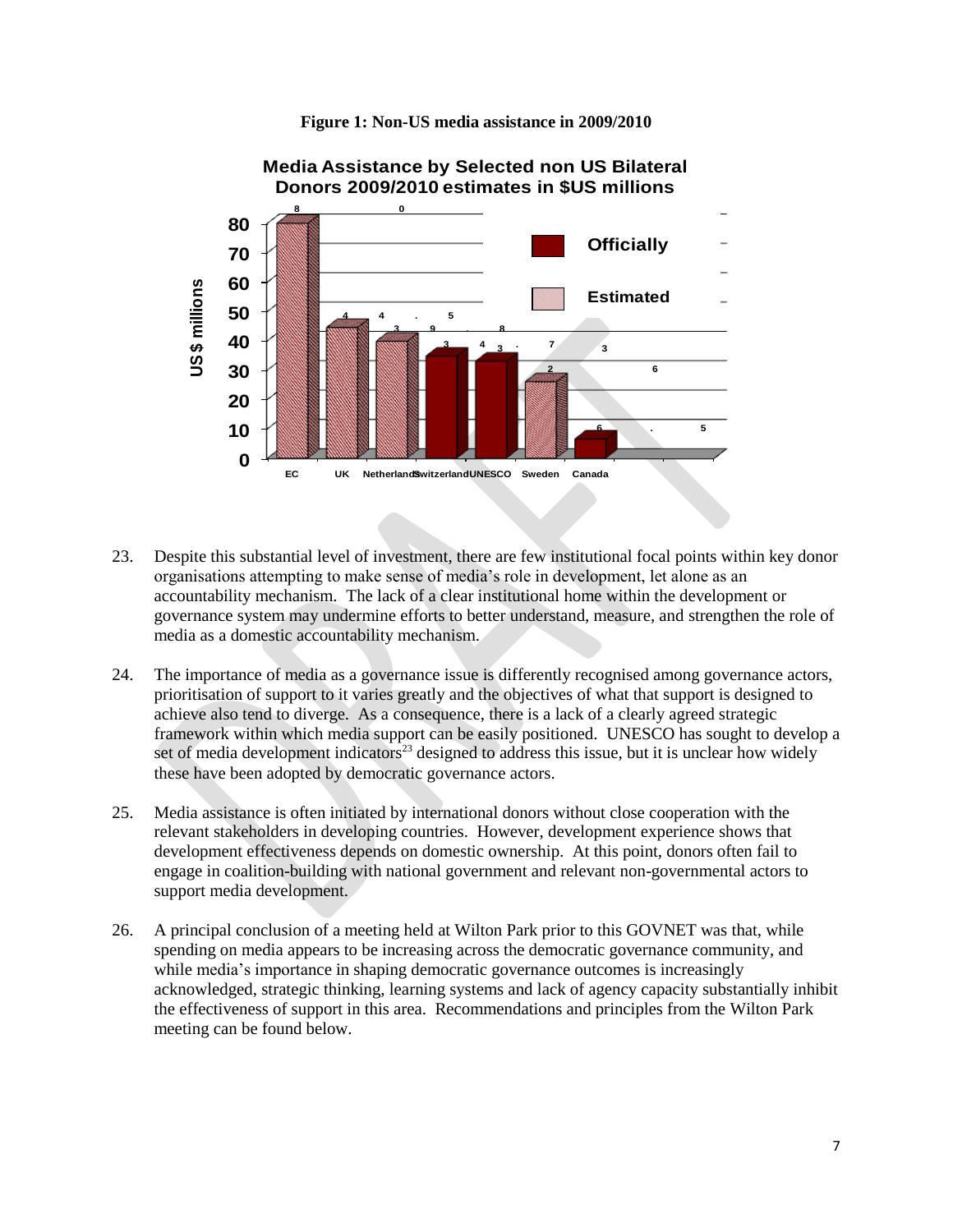**Figure 1: Non-US media assistance in 2009/2010**

**Media Assistance by Selected non US Bilateral Donors 2009/2010 estimates in $US millions**

| Donor | US $ millions | Type |
| --- | --- | --- |
| EC | 80 | Estimated |
| UK | 44 | Estimated |
| Netherlands | 39.5 | Estimated |
| Switzerland | 34.8 | Officially |
| UNESCO | 32.7 | Officially |
| Sweden | 26 | Estimated |
| Canada | 6.5 | Officially |

23. Despite this substantial level of investment, there are few institutional focal points within key donor organisations attempting to make sense of media's role in development, let alone as an accountability mechanism. The lack of a clear institutional home within the development or governance system may undermine efforts to better understand, measure, and strengthen the role of media as a domestic accountability mechanism.

24. The importance of media as a governance issue is differently recognised among governance actors, prioritisation of support to it varies greatly and the objectives of what that support is designed to achieve also tend to diverge. As a consequence, there is a lack of a clearly agreed strategic framework within which media support can be easily positioned. UNESCO has sought to develop a set of media development indicators[23] designed to address this issue, but it is unclear how widely these have been adopted by democratic governance actors.

25. Media assistance is often initiated by international donors without close cooperation with the relevant stakeholders in developing countries. However, development experience shows that development effectiveness depends on domestic ownership. At this point, donors often fail to engage in coalition-building with national government and relevant non-governmental actors to support media development.

26. A principal conclusion of a meeting held at Wilton Park prior to this GOVNET was that, while spending on media appears to be increasing across the democratic governance community, and while media's importance in shaping democratic governance outcomes is increasingly acknowledged, strategic thinking, learning systems and lack of agency capacity substantially inhibit the effectiveness of support in this area. Recommendations and principles from the Wilton Park meeting can be found below.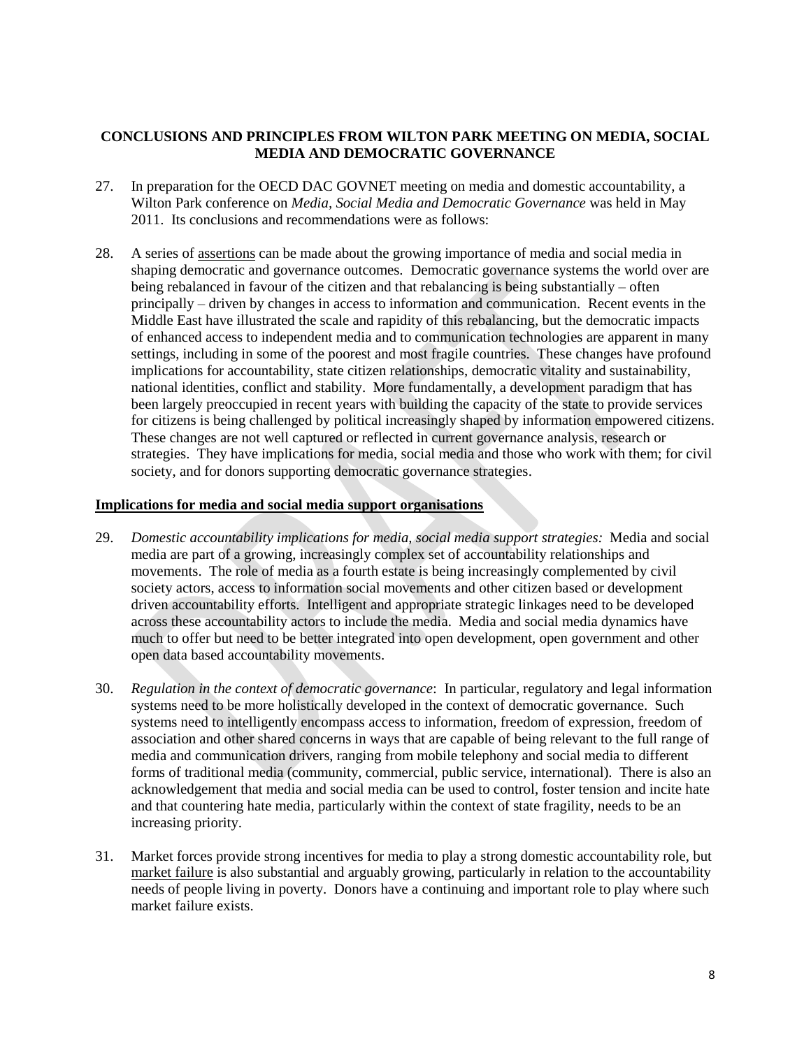**CONCLUSIONS AND PRINCIPLES FROM WILTON PARK MEETING ON MEDIA, SOCIAL MEDIA AND DEMOCRATIC GOVERNANCE**

27. In preparation for the OECD DAC GOVNET meeting on media and domestic accountability, a Wilton Park conference on *Media, Social Media and Democratic Governance* was held in May 2011. Its conclusions and recommendations were as follows:

28. A series of assertions can be made about the growing importance of media and social media in shaping democratic and governance outcomes. Democratic governance systems the world over are being rebalanced in favour of the citizen and that rebalancing is being substantially – often principally – driven by changes in access to information and communication. Recent events in the Middle East have illustrated the scale and rapidity of this rebalancing, but the democratic impacts of enhanced access to independent media and to communication technologies are apparent in many settings, including in some of the poorest and most fragile countries. These changes have profound implications for accountability, state citizen relationships, democratic vitality and sustainability, national identities, conflict and stability. More fundamentally, a development paradigm that has been largely preoccupied in recent years with building the capacity of the state to provide services for citizens is being challenged by political increasingly shaped by information empowered citizens. These changes are not well captured or reflected in current governance analysis, research or strategies. They have implications for media, social media and those who work with them; for civil society, and for donors supporting democratic governance strategies.

**Implications for media and social media support organisations**

29. *Domestic accountability implications for media, social media support strategies:* Media and social media are part of a growing, increasingly complex set of accountability relationships and movements. The role of media as a fourth estate is being increasingly complemented by civil society actors, access to information social movements and other citizen based or development driven accountability efforts. Intelligent and appropriate strategic linkages need to be developed across these accountability actors to include the media. Media and social media dynamics have much to offer but need to be better integrated into open development, open government and other open data based accountability movements.

30. *Regulation in the context of democratic governance*: In particular, regulatory and legal information systems need to be more holistically developed in the context of democratic governance. Such systems need to intelligently encompass access to information, freedom of expression, freedom of association and other shared concerns in ways that are capable of being relevant to the full range of media and communication drivers, ranging from mobile telephony and social media to different forms of traditional media (community, commercial, public service, international). There is also an acknowledgement that media and social media can be used to control, foster tension and incite hate and that countering hate media, particularly within the context of state fragility, needs to be an increasing priority.

31. Market forces provide strong incentives for media to play a strong domestic accountability role, but market failure is also substantial and arguably growing, particularly in relation to the accountability needs of people living in poverty. Donors have a continuing and important role to play where such market failure exists.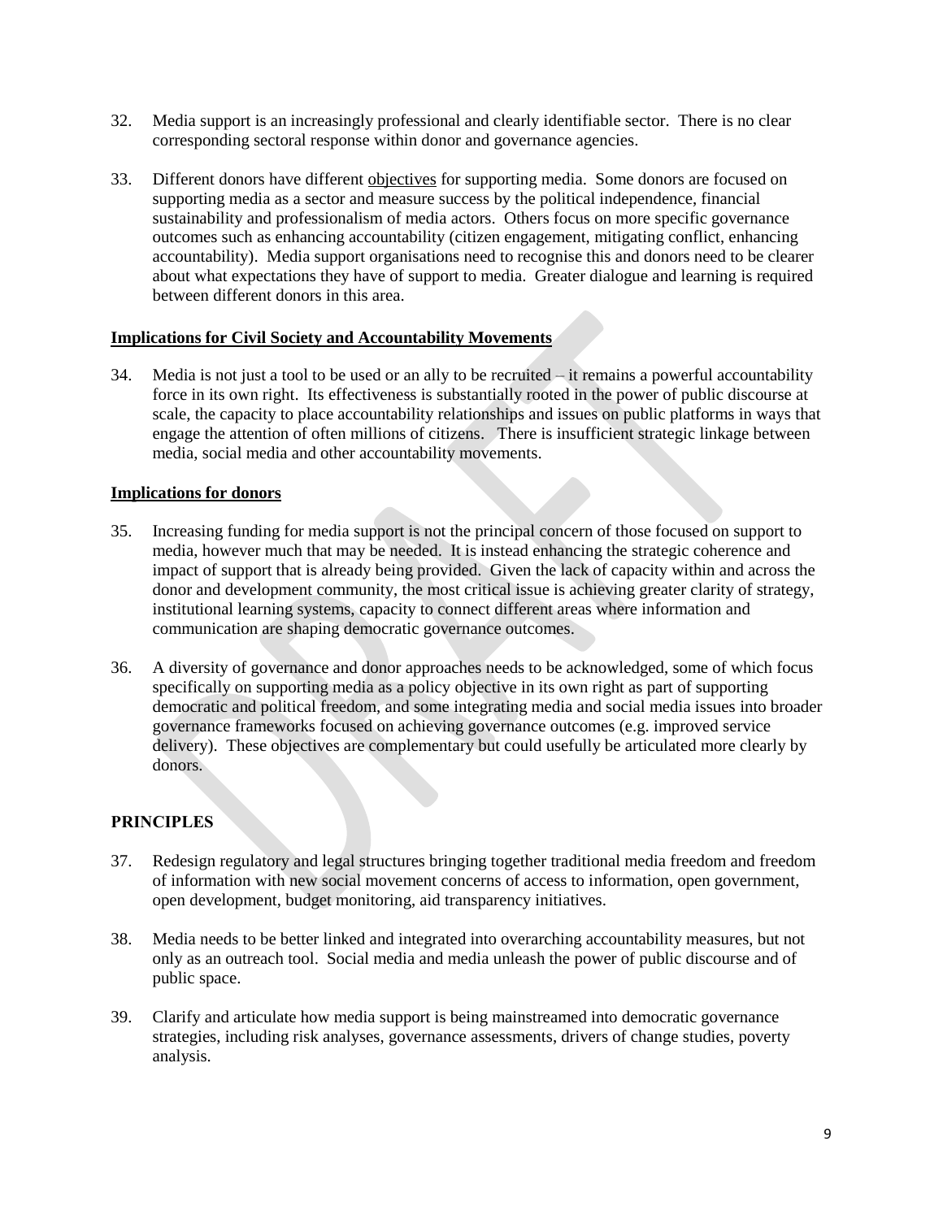32. Media support is an increasingly professional and clearly identifiable sector. There is no clear corresponding sectoral response within donor and governance agencies.

33. Different donors have different <u>objectives</u> for supporting media. Some donors are focused on supporting media as a sector and measure success by the political independence, financial sustainability and professionalism of media actors. Others focus on more specific governance outcomes such as enhancing accountability (citizen engagement, mitigating conflict, enhancing accountability). Media support organisations need to recognise this and donors need to be clearer about what expectations they have of support to media. Greater dialogue and learning is required between different donors in this area.

**<u>Implications for Civil Society and Accountability Movements</u>**

34. Media is not just a tool to be used or an ally to be recruited – it remains a powerful accountability force in its own right. Its effectiveness is substantially rooted in the power of public discourse at scale, the capacity to place accountability relationships and issues on public platforms in ways that engage the attention of often millions of citizens. There is insufficient strategic linkage between media, social media and other accountability movements.

**<u>Implications for donors</u>**

35. Increasing funding for media support is not the principal concern of those focused on support to media, however much that may be needed. It is instead enhancing the strategic coherence and impact of support that is already being provided. Given the lack of capacity within and across the donor and development community, the most critical issue is achieving greater clarity of strategy, institutional learning systems, capacity to connect different areas where information and communication are shaping democratic governance outcomes.

36. A diversity of governance and donor approaches needs to be acknowledged, some of which focus specifically on supporting media as a policy objective in its own right as part of supporting democratic and political freedom, and some integrating media and social media issues into broader governance frameworks focused on achieving governance outcomes (e.g. improved service delivery). These objectives are complementary but could usefully be articulated more clearly by donors.

## PRINCIPLES

37. Redesign regulatory and legal structures bringing together traditional media freedom and freedom of information with new social movement concerns of access to information, open government, open development, budget monitoring, aid transparency initiatives.

38. Media needs to be better linked and integrated into overarching accountability measures, but not only as an outreach tool. Social media and media unleash the power of public discourse and of public space.

39. Clarify and articulate how media support is being mainstreamed into democratic governance strategies, including risk analyses, governance assessments, drivers of change studies, poverty analysis.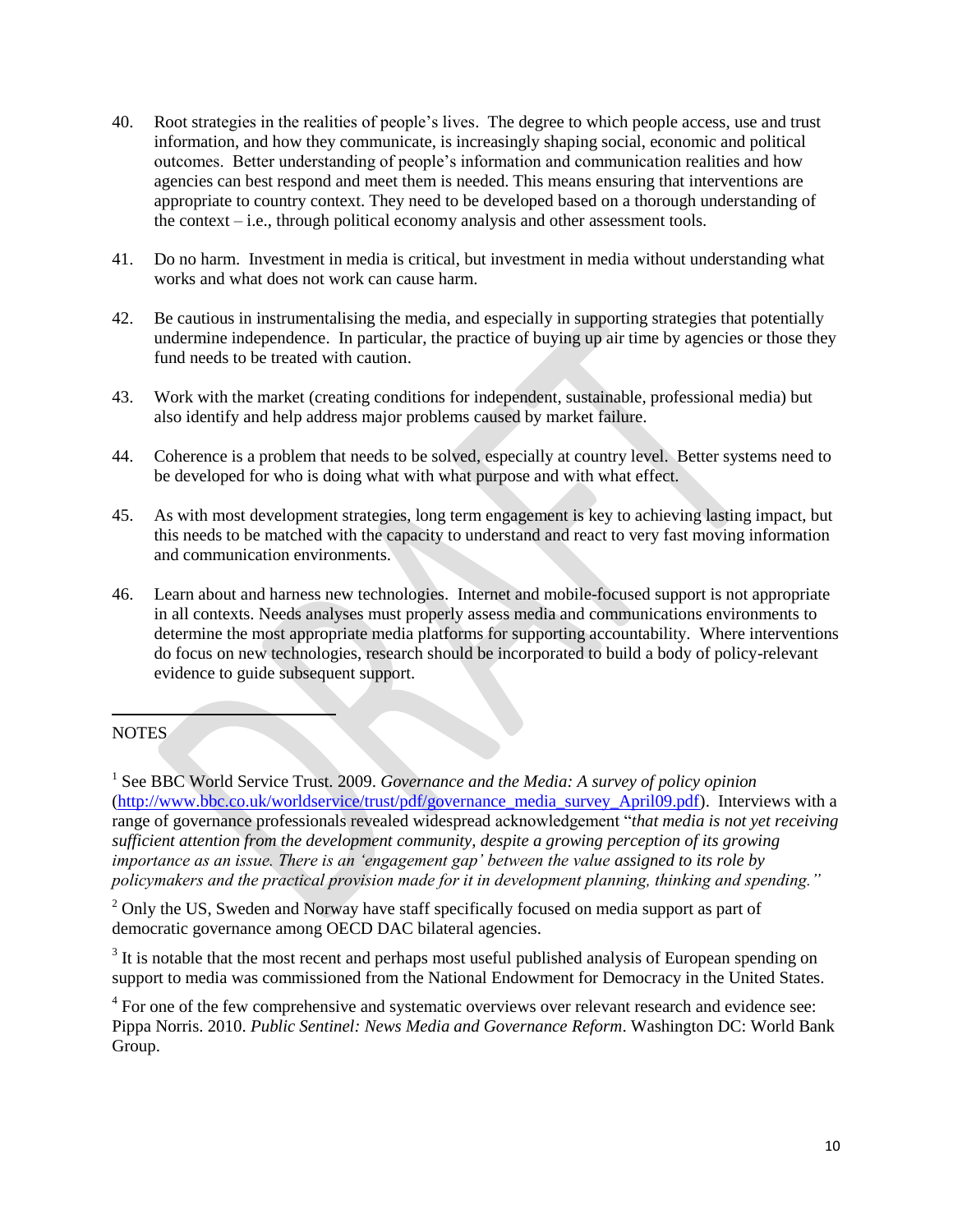40. Root strategies in the realities of people's lives. The degree to which people access, use and trust information, and how they communicate, is increasingly shaping social, economic and political outcomes. Better understanding of people's information and communication realities and how agencies can best respond and meet them is needed. This means ensuring that interventions are appropriate to country context. They need to be developed based on a thorough understanding of the context – i.e., through political economy analysis and other assessment tools.

41. Do no harm. Investment in media is critical, but investment in media without understanding what works and what does not work can cause harm.

42. Be cautious in instrumentalising the media, and especially in supporting strategies that potentially undermine independence. In particular, the practice of buying up air time by agencies or those they fund needs to be treated with caution.

43. Work with the market (creating conditions for independent, sustainable, professional media) but also identify and help address major problems caused by market failure.

44. Coherence is a problem that needs to be solved, especially at country level. Better systems need to be developed for who is doing what with what purpose and with what effect.

45. As with most development strategies, long term engagement is key to achieving lasting impact, but this needs to be matched with the capacity to understand and react to very fast moving information and communication environments.

46. Learn about and harness new technologies. Internet and mobile-focused support is not appropriate in all contexts. Needs analyses must properly assess media and communications environments to determine the most appropriate media platforms for supporting accountability. Where interventions do focus on new technologies, research should be incorporated to build a body of policy-relevant evidence to guide subsequent support.

---

NOTES

[1] See BBC World Service Trust. 2009. *Governance and the Media: A survey of policy opinion* (http://www.bbc.co.uk/worldservice/trust/pdf/governance_media_survey_April09.pdf). Interviews with a range of governance professionals revealed widespread acknowledgement "*that media is not yet receiving sufficient attention from the development community, despite a growing perception of its growing importance as an issue. There is an 'engagement gap' between the value assigned to its role by policymakers and the practical provision made for it in development planning, thinking and spending.*"

[2] Only the US, Sweden and Norway have staff specifically focused on media support as part of democratic governance among OECD DAC bilateral agencies.

[3] It is notable that the most recent and perhaps most useful published analysis of European spending on support to media was commissioned from the National Endowment for Democracy in the United States.

[4] For one of the few comprehensive and systematic overviews over relevant research and evidence see: Pippa Norris. 2010. *Public Sentinel: News Media and Governance Reform*. Washington DC: World Bank Group.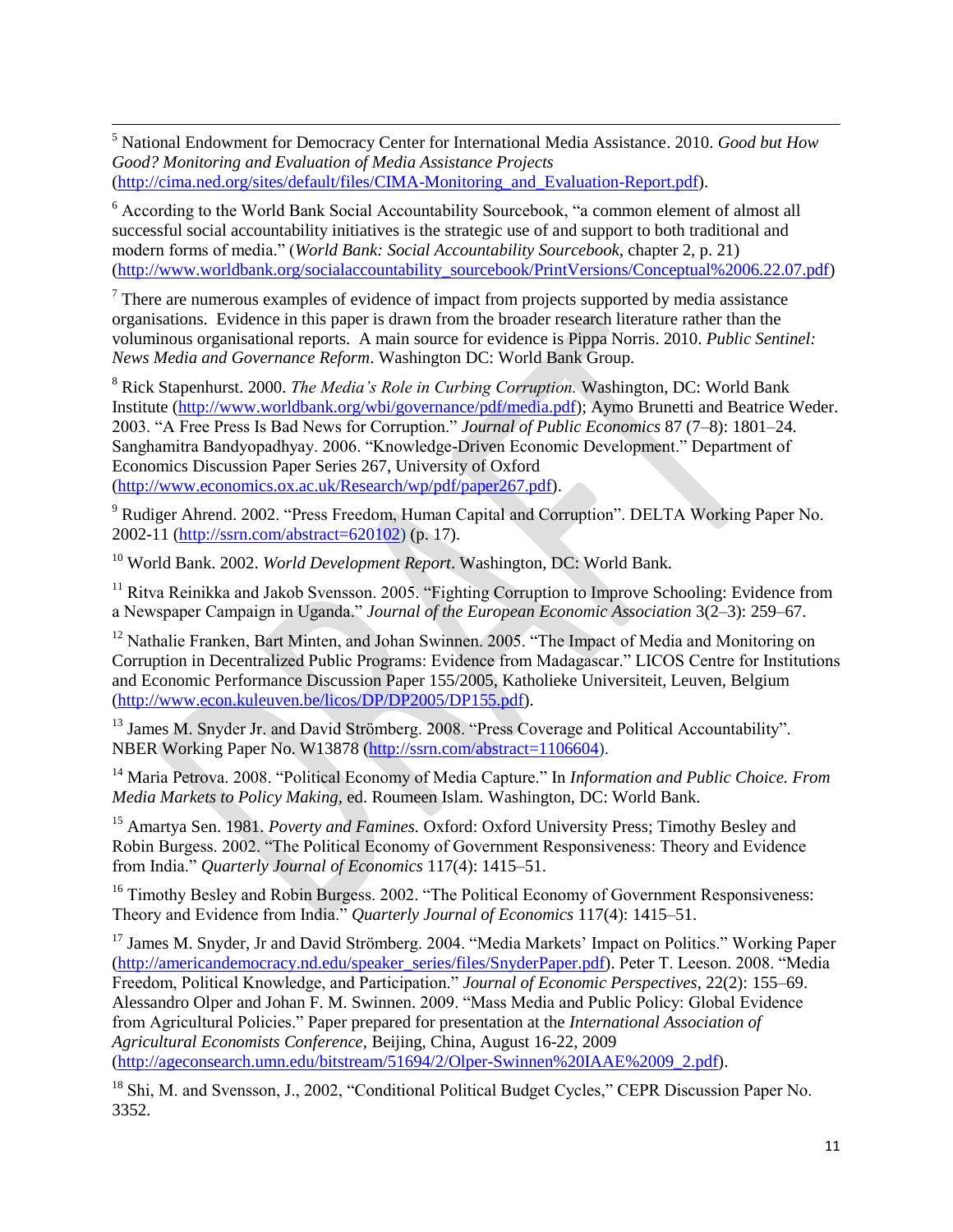[5] National Endowment for Democracy Center for International Media Assistance. 2010. *Good but How Good? Monitoring and Evaluation of Media Assistance Projects* (http://cima.ned.org/sites/default/files/CIMA-Monitoring_and_Evaluation-Report.pdf).

[6] According to the World Bank Social Accountability Sourcebook, "a common element of almost all successful social accountability initiatives is the strategic use of and support to both traditional and modern forms of media." (*World Bank: Social Accountability Sourcebook*, chapter 2, p. 21) (http://www.worldbank.org/socialaccountability_sourcebook/PrintVersions/Conceptual%2006.22.07.pdf)

[7] There are numerous examples of evidence of impact from projects supported by media assistance organisations. Evidence in this paper is drawn from the broader research literature rather than the voluminous organisational reports. A main source for evidence is Pippa Norris. 2010. *Public Sentinel: News Media and Governance Reform*. Washington DC: World Bank Group.

[8] Rick Stapenhurst. 2000. *The Media's Role in Curbing Corruption.* Washington, DC: World Bank Institute (http://www.worldbank.org/wbi/governance/pdf/media.pdf); Aymo Brunetti and Beatrice Weder. 2003. "A Free Press Is Bad News for Corruption." *Journal of Public Economics* 87 (7–8): 1801–24. Sanghamitra Bandyopadhyay. 2006. "Knowledge-Driven Economic Development." Department of Economics Discussion Paper Series 267, University of Oxford (http://www.economics.ox.ac.uk/Research/wp/pdf/paper267.pdf).

[9] Rudiger Ahrend. 2002. "Press Freedom, Human Capital and Corruption". DELTA Working Paper No. 2002-11 (http://ssrn.com/abstract=620102) (p. 17).

[10] World Bank. 2002. *World Development Report*. Washington, DC: World Bank.

[11] Ritva Reinikka and Jakob Svensson. 2005. "Fighting Corruption to Improve Schooling: Evidence from a Newspaper Campaign in Uganda." *Journal of the European Economic Association* 3(2–3): 259–67.

[12] Nathalie Franken, Bart Minten, and Johan Swinnen. 2005. "The Impact of Media and Monitoring on Corruption in Decentralized Public Programs: Evidence from Madagascar." LICOS Centre for Institutions and Economic Performance Discussion Paper 155/2005, Katholieke Universiteit, Leuven, Belgium (http://www.econ.kuleuven.be/licos/DP/DP2005/DP155.pdf).

[13] James M. Snyder Jr. and David Strömberg. 2008. "Press Coverage and Political Accountability". NBER Working Paper No. W13878 (http://ssrn.com/abstract=1106604).

[14] Maria Petrova. 2008. "Political Economy of Media Capture." In *Information and Public Choice. From Media Markets to Policy Making*, ed. Roumeen Islam. Washington, DC: World Bank.

[15] Amartya Sen. 1981. *Poverty and Famines.* Oxford: Oxford University Press; Timothy Besley and Robin Burgess. 2002. "The Political Economy of Government Responsiveness: Theory and Evidence from India." *Quarterly Journal of Economics* 117(4): 1415–51.

[16] Timothy Besley and Robin Burgess. 2002. "The Political Economy of Government Responsiveness: Theory and Evidence from India." *Quarterly Journal of Economics* 117(4): 1415–51.

[17] James M. Snyder, Jr and David Strömberg. 2004. "Media Markets' Impact on Politics." Working Paper (http://americandemocracy.nd.edu/speaker_series/files/SnyderPaper.pdf). Peter T. Leeson. 2008. "Media Freedom, Political Knowledge, and Participation." *Journal of Economic Perspectives*, 22(2): 155–69. Alessandro Olper and Johan F. M. Swinnen. 2009. "Mass Media and Public Policy: Global Evidence from Agricultural Policies." Paper prepared for presentation at the *International Association of Agricultural Economists Conference*, Beijing, China, August 16-22, 2009 (http://ageconsearch.umn.edu/bitstream/51694/2/Olper-Swinnen%20IAAE%2009_2.pdf).

[18] Shi, M. and Svensson, J., 2002, "Conditional Political Budget Cycles," CEPR Discussion Paper No. 3352.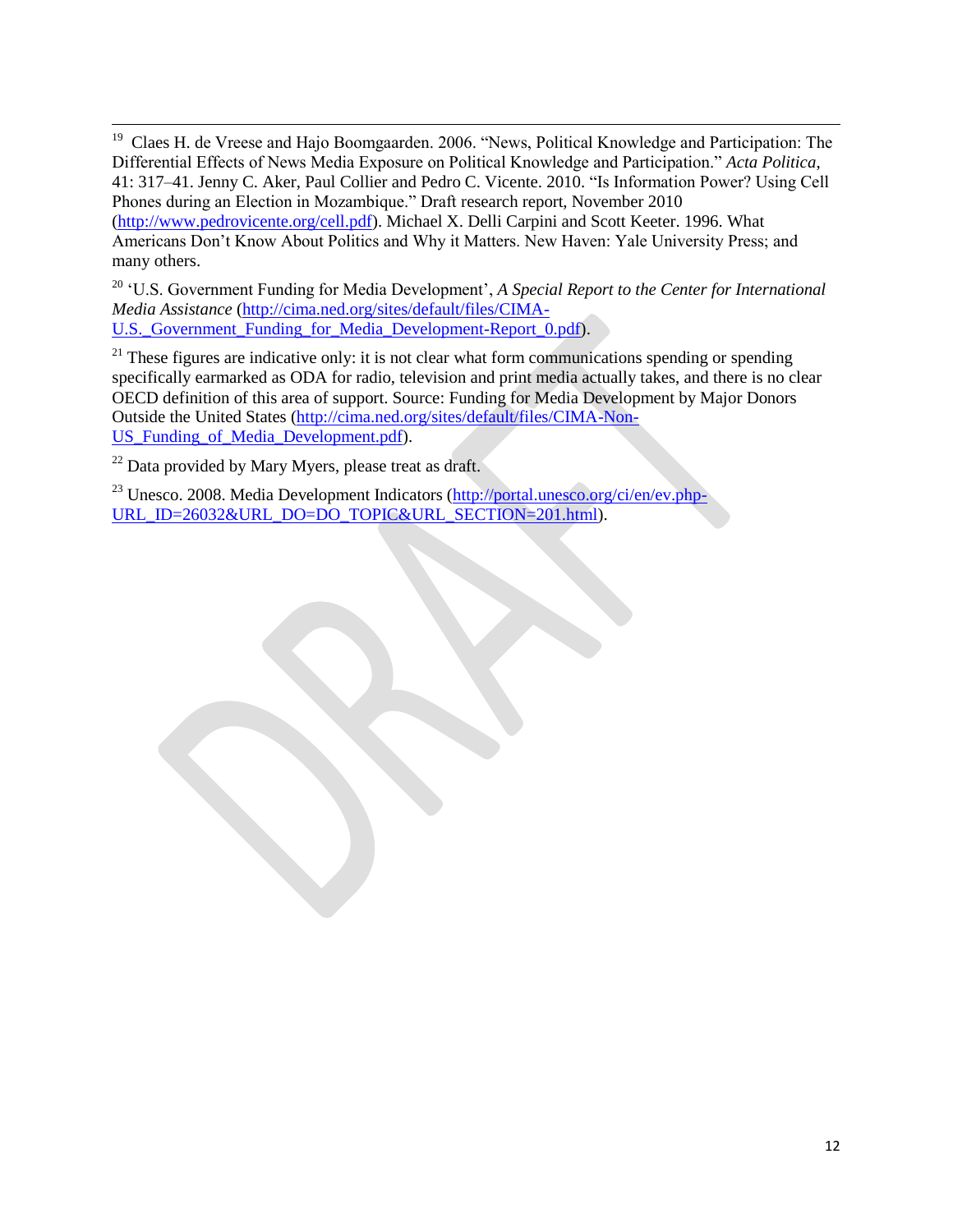[19] Claes H. de Vreese and Hajo Boomgaarden. 2006. "News, Political Knowledge and Participation: The Differential Effects of News Media Exposure on Political Knowledge and Participation." *Acta Politica*, 41: 317–41. Jenny C. Aker, Paul Collier and Pedro C. Vicente. 2010. "Is Information Power? Using Cell Phones during an Election in Mozambique." Draft research report, November 2010 (http://www.pedrovicente.org/cell.pdf). Michael X. Delli Carpini and Scott Keeter. 1996. What Americans Don't Know About Politics and Why it Matters. New Haven: Yale University Press; and many others.

[20] 'U.S. Government Funding for Media Development', *A Special Report to the Center for International Media Assistance* (http://cima.ned.org/sites/default/files/CIMA-U.S._Government_Funding_for_Media_Development-Report_0.pdf).

[21] These figures are indicative only: it is not clear what form communications spending or spending specifically earmarked as ODA for radio, television and print media actually takes, and there is no clear OECD definition of this area of support. Source: Funding for Media Development by Major Donors Outside the United States (http://cima.ned.org/sites/default/files/CIMA-Non-US_Funding_of_Media_Development.pdf).

[22] Data provided by Mary Myers, please treat as draft.

[23] Unesco. 2008. Media Development Indicators (http://portal.unesco.org/ci/en/ev.php-URL_ID=26032&URL_DO=DO_TOPIC&URL_SECTION=201.html).